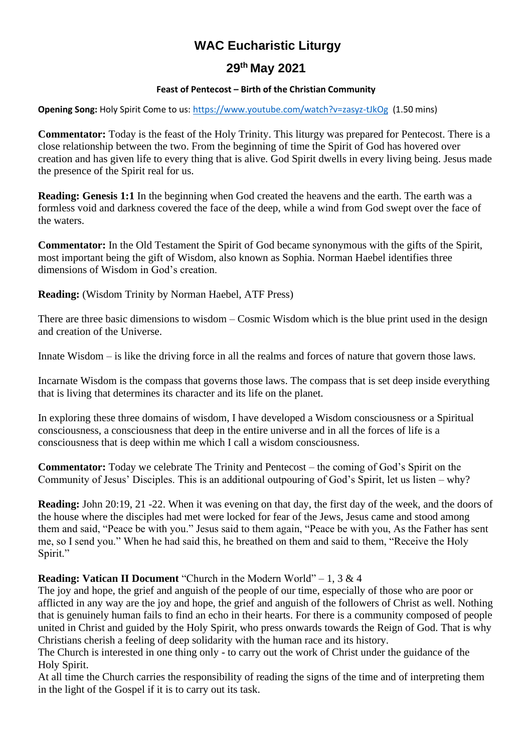# WAC Eucharistic Liturgy

## 29th May 2021

### Feast of Pentecost – Birth of the Christian Community

**Opening Song:** Holy Spirit Come to us: https://www.youtube.com/watch?v=zasyz-tJkOg (1.50 mins)

**Commentator:** Today is the feast of the Holy Trinity. This liturgy was prepared for Pentecost. There is a close relationship between the two. From the beginning of time the Spirit of God has hovered over creation and has given life to every thing that is alive. God Spirit dwells in every living being. Jesus made the presence of the Spirit real for us.

**Reading: Genesis 1:1** In the beginning when God created the heavens and the earth. The earth was a formless void and darkness covered the face of the deep, while a wind from God swept over the face of the waters.

**Commentator:** In the Old Testament the Spirit of God became synonymous with the gifts of the Spirit, most important being the gift of Wisdom, also known as Sophia. Norman Haebel identifies three dimensions of Wisdom in God's creation.

**Reading:** (Wisdom Trinity by Norman Haebel, ATF Press)

There are three basic dimensions to wisdom – Cosmic Wisdom which is the blue print used in the design and creation of the Universe.

Innate Wisdom – is like the driving force in all the realms and forces of nature that govern those laws.

Incarnate Wisdom is the compass that governs those laws. The compass that is set deep inside everything that is living that determines its character and its life on the planet.

In exploring these three domains of wisdom, I have developed a Wisdom consciousness or a Spiritual consciousness, a consciousness that deep in the entire universe and in all the forces of life is a consciousness that is deep within me which I call a wisdom consciousness.

**Commentator:** Today we celebrate The Trinity and Pentecost – the coming of God's Spirit on the Community of Jesus' Disciples. This is an additional outpouring of God's Spirit, let us listen – why?

**Reading:** John 20:19, 21 -22. When it was evening on that day, the first day of the week, and the doors of the house where the disciples had met were locked for fear of the Jews, Jesus came and stood among them and said, "Peace be with you." Jesus said to them again, "Peace be with you, As the Father has sent me, so I send you." When he had said this, he breathed on them and said to them, "Receive the Holy Spirit."

**Reading: Vatican II Document** "Church in the Modern World" – 1, 3 & 4
The joy and hope, the grief and anguish of the people of our time, especially of those who are poor or afflicted in any way are the joy and hope, the grief and anguish of the followers of Christ as well. Nothing that is genuinely human fails to find an echo in their hearts. For there is a community composed of people united in Christ and guided by the Holy Spirit, who press onwards towards the Reign of God. That is why Christians cherish a feeling of deep solidarity with the human race and its history.
The Church is interested in one thing only - to carry out the work of Christ under the guidance of the Holy Spirit.
At all time the Church carries the responsibility of reading the signs of the time and of interpreting them in the light of the Gospel if it is to carry out its task.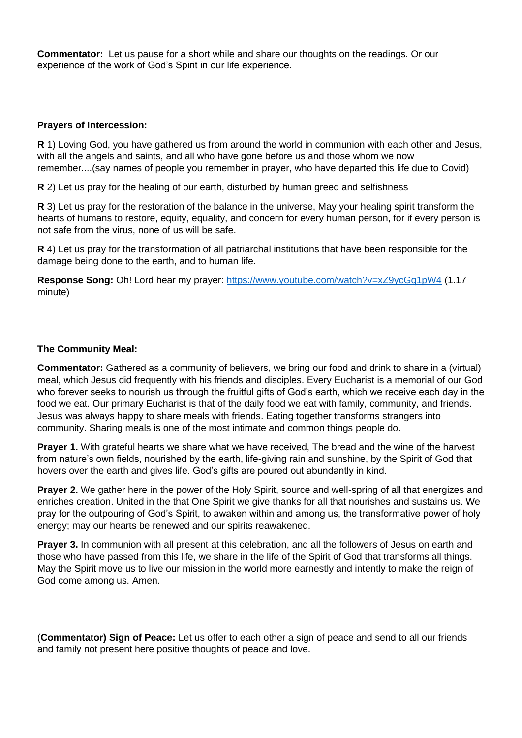**Commentator:** Let us pause for a short while and share our thoughts on the readings. Or our experience of the work of God's Spirit in our life experience.

**Prayers of Intercession:**

**R** 1) Loving God, you have gathered us from around the world in communion with each other and Jesus, with all the angels and saints, and all who have gone before us and those whom we now remember....(say names of people you remember in prayer, who have departed this life due to Covid)

**R** 2) Let us pray for the healing of our earth, disturbed by human greed and selfishness

**R** 3) Let us pray for the restoration of the balance in the universe, May your healing spirit transform the hearts of humans to restore, equity, equality, and concern for every human person, for if every person is not safe from the virus, none of us will be safe.

**R** 4) Let us pray for the transformation of all patriarchal institutions that have been responsible for the damage being done to the earth, and to human life.

**Response Song:** Oh! Lord hear my prayer: https://www.youtube.com/watch?v=xZ9ycGq1pW4 (1.17 minute)

**The Community Meal:**

**Commentator:** Gathered as a community of believers, we bring our food and drink to share in a (virtual) meal, which Jesus did frequently with his friends and disciples. Every Eucharist is a memorial of our God who forever seeks to nourish us through the fruitful gifts of God's earth, which we receive each day in the food we eat. Our primary Eucharist is that of the daily food we eat with family, community, and friends. Jesus was always happy to share meals with friends. Eating together transforms strangers into community. Sharing meals is one of the most intimate and common things people do.

**Prayer 1.** With grateful hearts we share what we have received, The bread and the wine of the harvest from nature's own fields, nourished by the earth, life-giving rain and sunshine, by the Spirit of God that hovers over the earth and gives life. God's gifts are poured out abundantly in kind.

**Prayer 2.** We gather here in the power of the Holy Spirit, source and well-spring of all that energizes and enriches creation. United in the that One Spirit we give thanks for all that nourishes and sustains us. We pray for the outpouring of God's Spirit, to awaken within and among us, the transformative power of holy energy; may our hearts be renewed and our spirits reawakened.

**Prayer 3.** In communion with all present at this celebration, and all the followers of Jesus on earth and those who have passed from this life, we share in the life of the Spirit of God that transforms all things. May the Spirit move us to live our mission in the world more earnestly and intently to make the reign of God come among us. Amen.

(**Commentator) Sign of Peace:** Let us offer to each other a sign of peace and send to all our friends and family not present here positive thoughts of peace and love.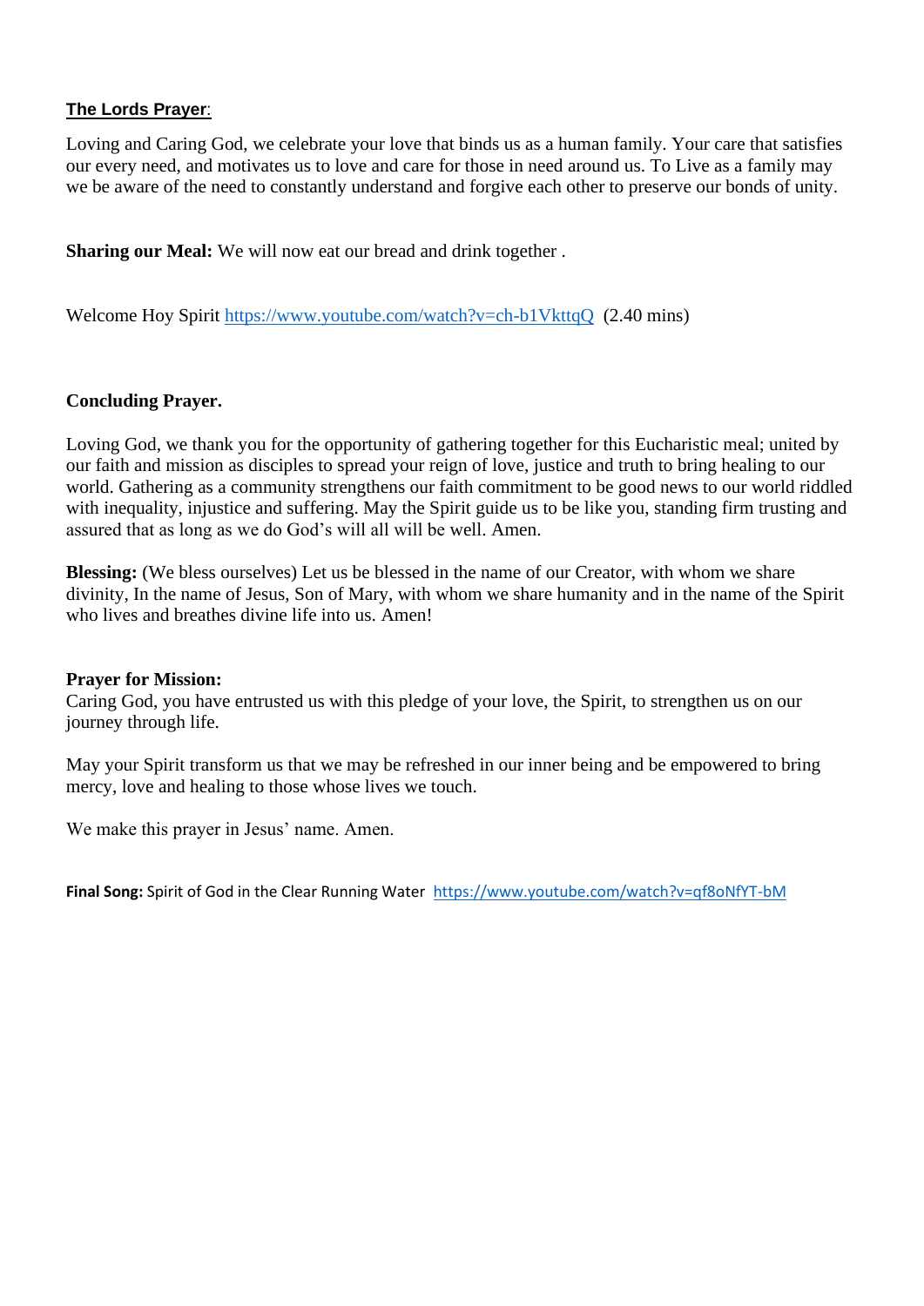**The Lords Prayer**:

Loving and Caring God, we celebrate your love that binds us as a human family. Your care that satisfies our every need, and motivates us to love and care for those in need around us. To Live as a family may we be aware of the need to constantly understand and forgive each other to preserve our bonds of unity.

**Sharing our Meal:** We will now eat our bread and drink together .

Welcome Hoy Spirit https://www.youtube.com/watch?v=ch-b1VkttqQ (2.40 mins)

**Concluding Prayer.**

Loving God, we thank you for the opportunity of gathering together for this Eucharistic meal; united by our faith and mission as disciples to spread your reign of love, justice and truth to bring healing to our world. Gathering as a community strengthens our faith commitment to be good news to our world riddled with inequality, injustice and suffering. May the Spirit guide us to be like you, standing firm trusting and assured that as long as we do God's will all will be well. Amen.

**Blessing:** (We bless ourselves) Let us be blessed in the name of our Creator, with whom we share divinity, In the name of Jesus, Son of Mary, with whom we share humanity and in the name of the Spirit who lives and breathes divine life into us. Amen!

**Prayer for Mission:**
Caring God, you have entrusted us with this pledge of your love, the Spirit, to strengthen us on our journey through life.

May your Spirit transform us that we may be refreshed in our inner being and be empowered to bring mercy, love and healing to those whose lives we touch.

We make this prayer in Jesus' name. Amen.

**Final Song:** Spirit of God in the Clear Running Water https://www.youtube.com/watch?v=qf8oNfYT-bM